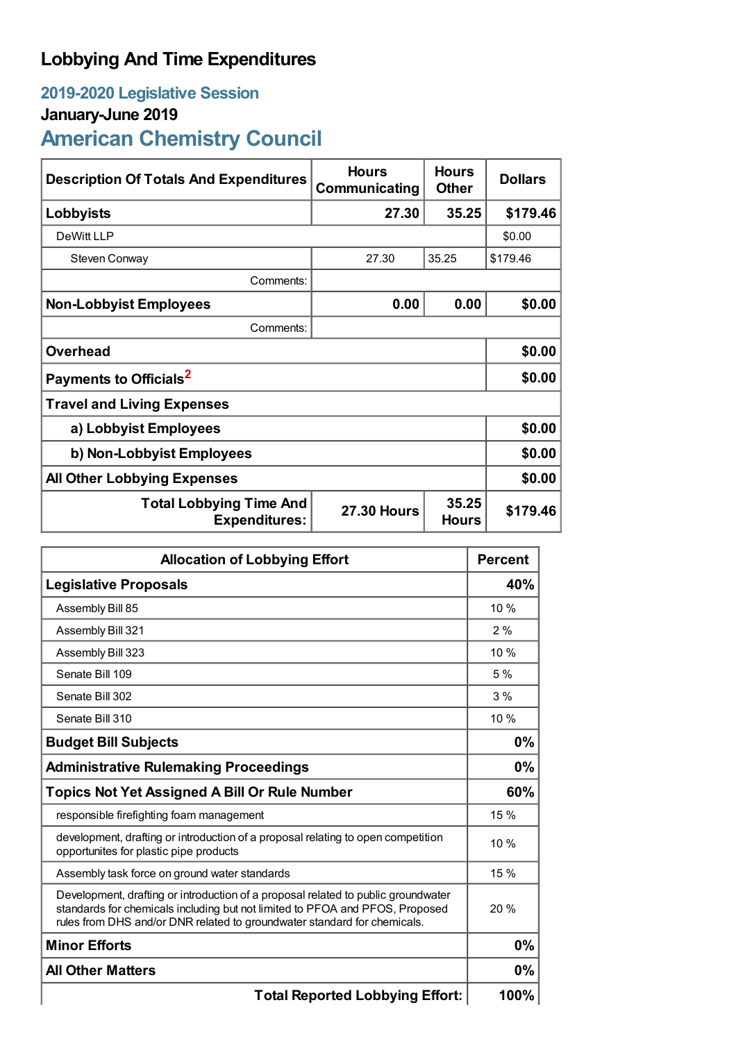# Lobbying And Time Expenditures

## 2019-2020 Legislative Session

### January-June 2019

## American Chemistry Council

| Description Of Totals And Expenditures | Hours Communicating | Hours Other | Dollars |
|---|---|---|---|
| **Lobbyists** | **27.30** | **35.25** | **$179.46** |
| DeWitt LLP | | | $0.00 |
| Steven Conway | 27.30 | 35.25 | $179.46 |
| Comments: | | | |
| **Non-Lobbyist Employees** | **0.00** | **0.00** | **$0.00** |
| Comments: | | | |
| **Overhead** | | | **$0.00** |
| **Payments to Officials**[2] | | | **$0.00** |
| **Travel and Living Expenses** | | | |
| **a) Lobbyist Employees** | | | **$0.00** |
| **b) Non-Lobbyist Employees** | | | **$0.00** |
| **All Other Lobbying Expenses** | | | **$0.00** |
| **Total Lobbying Time And Expenditures:** | **27.30 Hours** | **35.25 Hours** | **$179.46** |

| Allocation of Lobbying Effort | Percent |
|---|---|
| **Legislative Proposals** | **40%** |
| Assembly Bill 85 | 10 % |
| Assembly Bill 321 | 2 % |
| Assembly Bill 323 | 10 % |
| Senate Bill 109 | 5 % |
| Senate Bill 302 | 3 % |
| Senate Bill 310 | 10 % |
| **Budget Bill Subjects** | **0%** |
| **Administrative Rulemaking Proceedings** | **0%** |
| **Topics Not Yet Assigned A Bill Or Rule Number** | **60%** |
| responsible firefighting foam management | 15 % |
| development, drafting or introduction of a proposal relating to open competition opportunites for plastic pipe products | 10 % |
| Assembly task force on ground water standards | 15 % |
| Development, drafting or introduction of a proposal related to public groundwater standards for chemicals including but not limited to PFOA and PFOS, Proposed rules from DHS and/or DNR related to groundwater standard for chemicals. | 20 % |
| **Minor Efforts** | **0%** |
| **All Other Matters** | **0%** |
| **Total Reported Lobbying Effort:** | **100%** |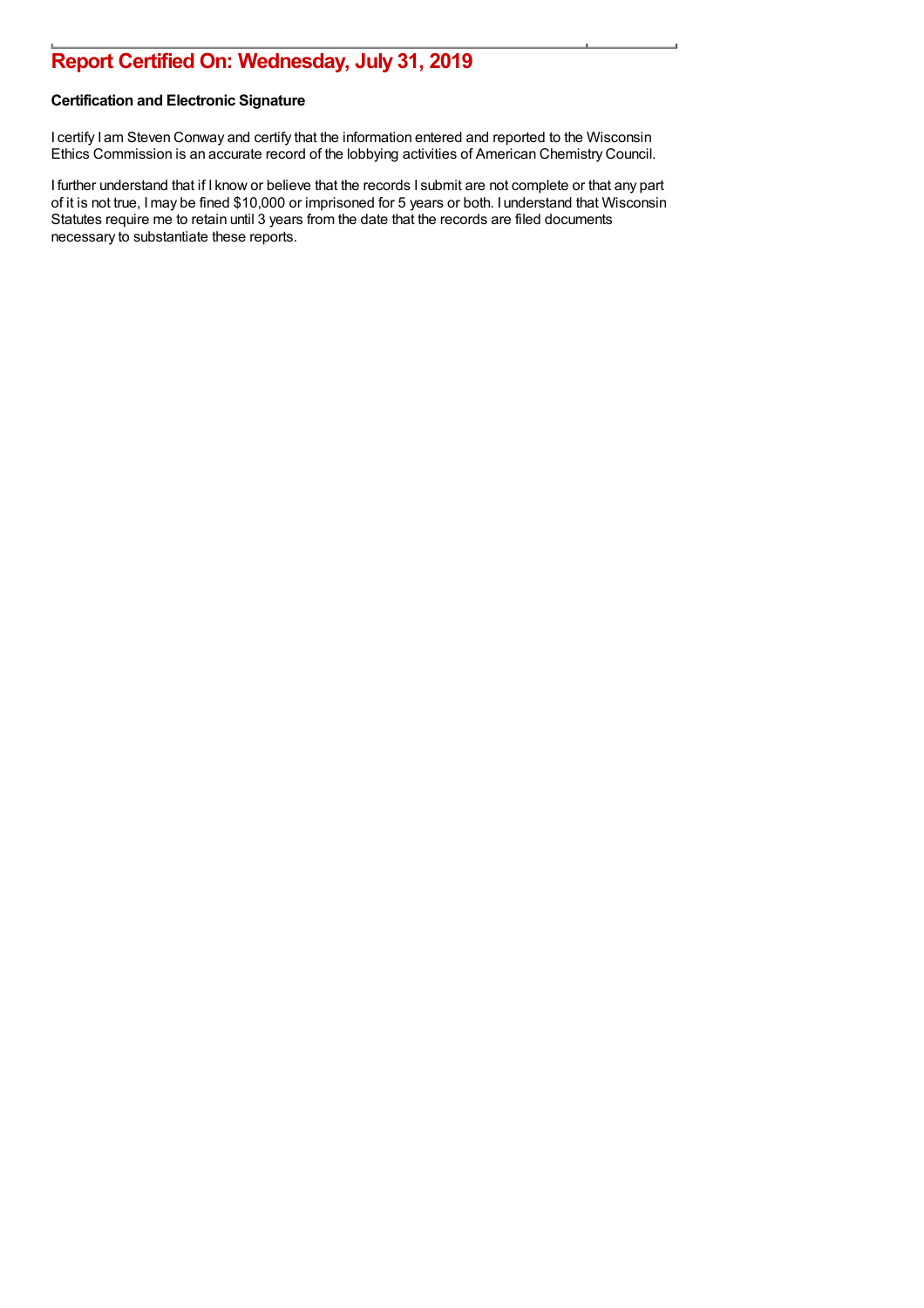## Report Certified On: Wednesday, July 31, 2019

**Certification and Electronic Signature**

I certify I am Steven Conway and certify that the information entered and reported to the Wisconsin Ethics Commission is an accurate record of the lobbying activities of American Chemistry Council.

I further understand that if I know or believe that the records I submit are not complete or that any part of it is not true, I may be fined $10,000 or imprisoned for 5 years or both. I understand that Wisconsin Statutes require me to retain until 3 years from the date that the records are filed documents necessary to substantiate these reports.